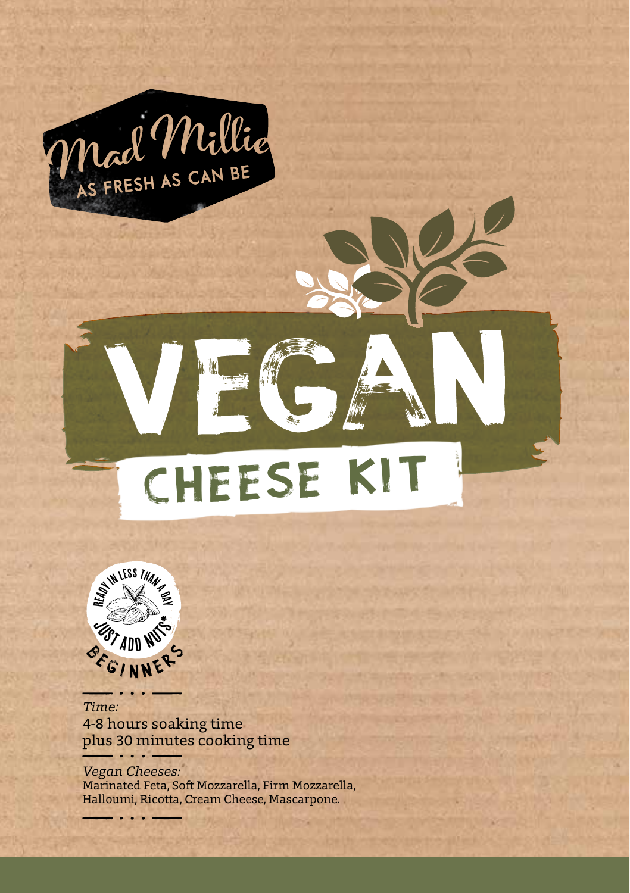Mad Millie

AS FRESH AS CAN BE

# VEGAN

## CHEESE KIT

READY IN LESS THAN A DAY

JUST ADD NUTS*

BEGINNERS

*Time:*
4-8 hours soaking time
plus 30 minutes cooking time

*Vegan Cheeses:*
Marinated Feta, Soft Mozzarella, Firm Mozzarella, Halloumi, Ricotta, Cream Cheese, Mascarpone.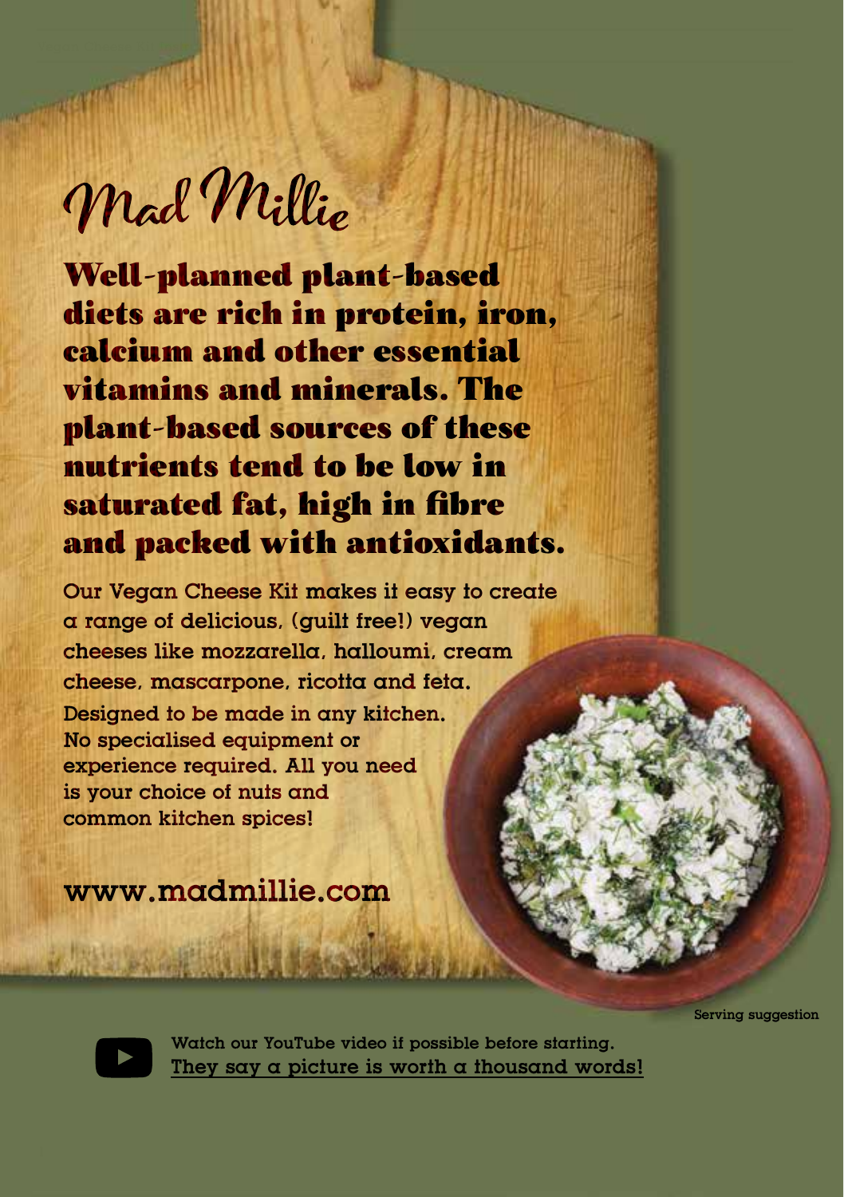# Mad Millie

**Well-planned plant-based diets are rich in protein, iron, calcium and other essential vitamins and minerals. The plant-based sources of these nutrients tend to be low in saturated fat, high in fibre and packed with antioxidants.**

Our Vegan Cheese Kit makes it easy to create a range of delicious, (guilt free!) vegan cheeses like mozzarella, halloumi, cream cheese, mascarpone, ricotta and feta.

Designed to be made in any kitchen. No specialised equipment or experience required. All you need is your choice of nuts and common kitchen spices!

www.madmillie.com

Serving suggestion

Watch our YouTube video if possible before starting. They say a picture is worth a thousand words!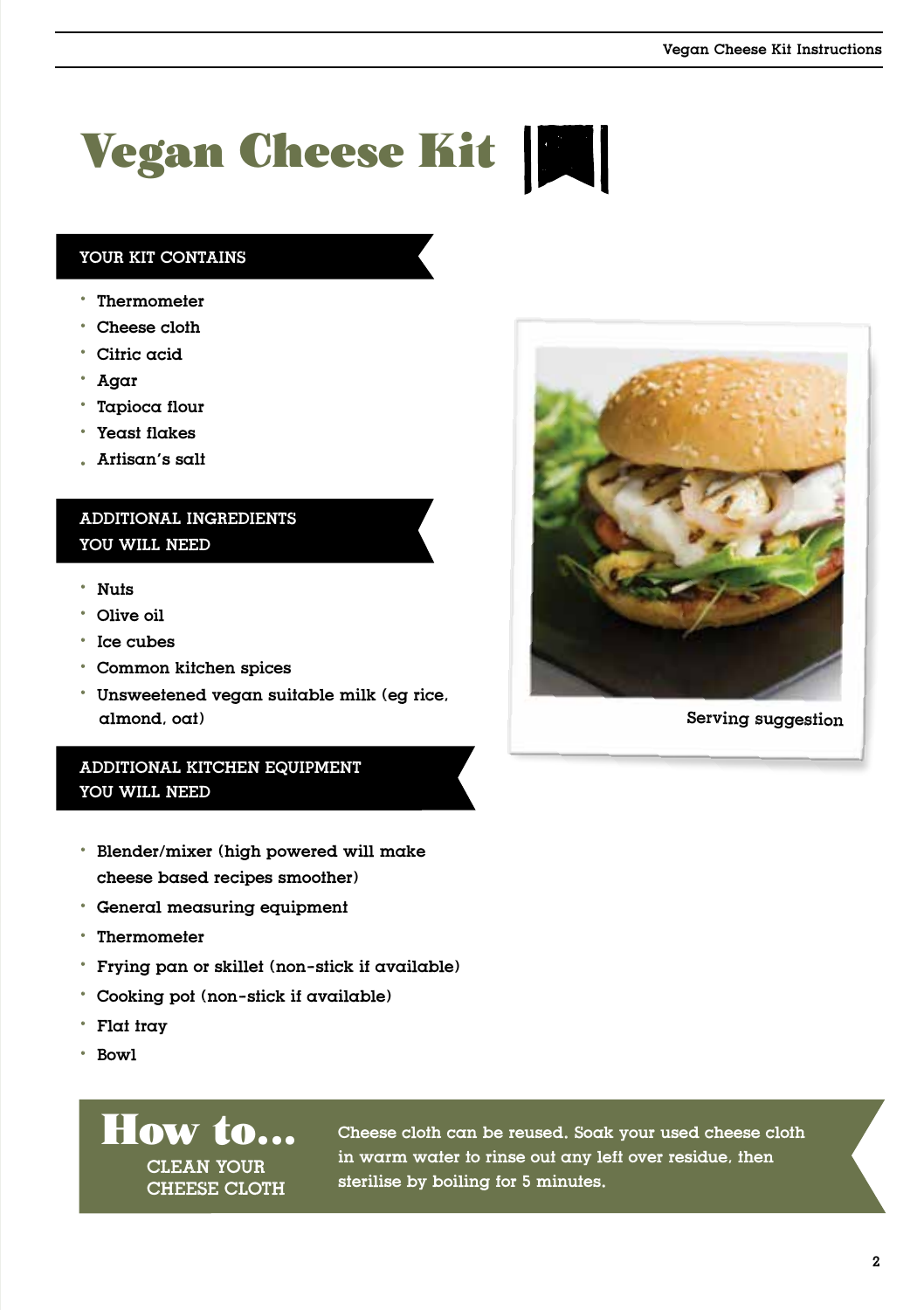# Vegan Cheese Kit

## YOUR KIT CONTAINS

- Thermometer
- Cheese cloth
- Citric acid
- Agar
- Tapioca flour
- Yeast flakes
- Artisan's salt

## ADDITIONAL INGREDIENTS YOU WILL NEED

- Nuts
- Olive oil
- Ice cubes
- Common kitchen spices
- Unsweetened vegan suitable milk (eg rice, almond, oat)

Serving suggestion

## ADDITIONAL KITCHEN EQUIPMENT YOU WILL NEED

- Blender/mixer (high powered will make cheese based recipes smoother)
- General measuring equipment
- Thermometer
- Frying pan or skillet (non-stick if available)
- Cooking pot (non-stick if available)
- Flat tray
- Bowl

## How to... CLEAN YOUR CHEESE CLOTH

Cheese cloth can be reused. Soak your used cheese cloth in warm water to rinse out any left over residue, then sterilise by boiling for 5 minutes.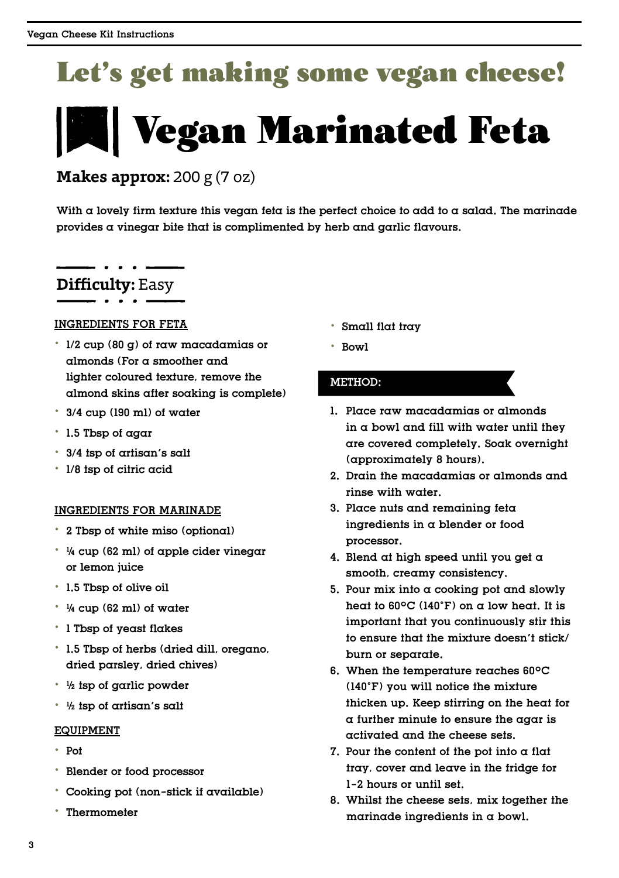# Let's get making some vegan cheese!

## Vegan Marinated Feta

**Makes approx:** 200 g (7 oz)

With a lovely firm texture this vegan feta is the perfect choice to add to a salad. The marinade provides a vinegar bite that is complimented by herb and garlic flavours.

**Difficulty:** Easy

### INGREDIENTS FOR FETA

- 1/2 cup (80 g) of raw macadamias or almonds (For a smoother and lighter coloured texture, remove the almond skins after soaking is complete)
- 3/4 cup (190 ml) of water
- 1.5 Tbsp of agar
- 3/4 tsp of artisan's salt
- 1/8 tsp of citric acid

### INGREDIENTS FOR MARINADE

- 2 Tbsp of white miso (optional)
- ¼ cup (62 ml) of apple cider vinegar or lemon juice
- 1.5 Tbsp of olive oil
- ¼ cup (62 ml) of water
- 1 Tbsp of yeast flakes
- 1.5 Tbsp of herbs (dried dill, oregano, dried parsley, dried chives)
- ½ tsp of garlic powder
- ½ tsp of artisan's salt

### EQUIPMENT

- Pot
- Blender or food processor
- Cooking pot (non-stick if available)
- Thermometer
- Small flat tray
- Bowl

### METHOD:

1. Place raw macadamias or almonds in a bowl and fill with water until they are covered completely. Soak overnight (approximately 8 hours).
2. Drain the macadamias or almonds and rinse with water.
3. Place nuts and remaining feta ingredients in a blender or food processor.
4. Blend at high speed until you get a smooth, creamy consistency.
5. Pour mix into a cooking pot and slowly heat to 60°C (140°F) on a low heat. It is important that you continuously stir this to ensure that the mixture doesn't stick/ burn or separate.
6. When the temperature reaches 60°C (140°F) you will notice the mixture thicken up. Keep stirring on the heat for a further minute to ensure the agar is activated and the cheese sets.
7. Pour the content of the pot into a flat tray, cover and leave in the fridge for 1-2 hours or until set.
8. Whilst the cheese sets, mix together the marinade ingredients in a bowl.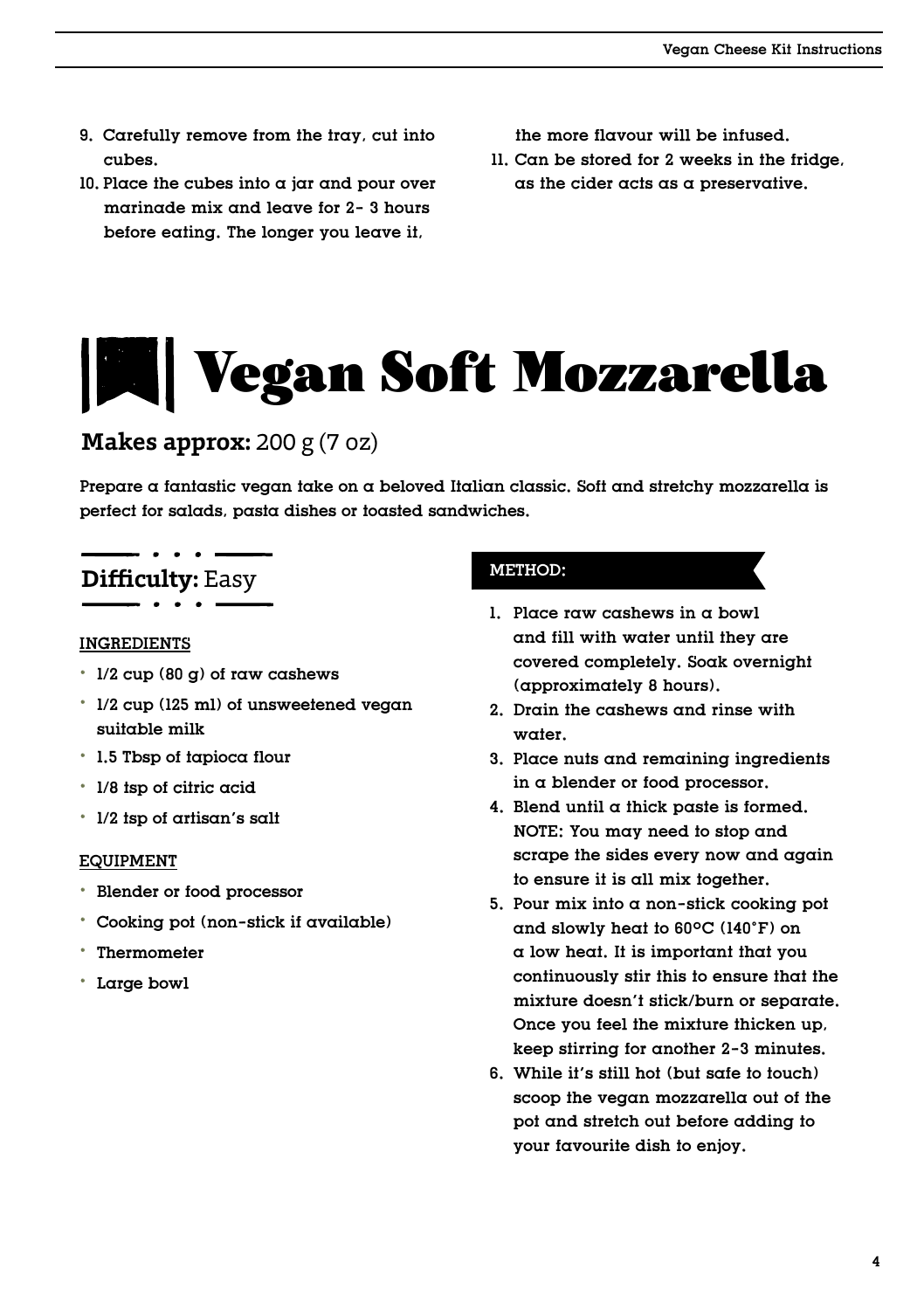9. Carefully remove from the tray, cut into cubes.
10. Place the cubes into a jar and pour over marinade mix and leave for 2- 3 hours before eating. The longer you leave it, the more flavour will be infused.
11. Can be stored for 2 weeks in the fridge, as the cider acts as a preservative.

# Vegan Soft Mozzarella

**Makes approx:** 200 g (7 oz)

Prepare a fantastic vegan take on a beloved Italian classic. Soft and stretchy mozzarella is perfect for salads, pasta dishes or toasted sandwiches.

**Difficulty:** Easy

INGREDIENTS

- 1/2 cup (80 g) of raw cashews
- 1/2 cup (125 ml) of unsweetened vegan suitable milk
- 1.5 Tbsp of tapioca flour
- 1/8 tsp of citric acid
- 1/2 tsp of artisan's salt

EQUIPMENT

- Blender or food processor
- Cooking pot (non-stick if available)
- Thermometer
- Large bowl

METHOD:

1. Place raw cashews in a bowl and fill with water until they are covered completely. Soak overnight (approximately 8 hours).
2. Drain the cashews and rinse with water.
3. Place nuts and remaining ingredients in a blender or food processor.
4. Blend until a thick paste is formed. NOTE: You may need to stop and scrape the sides every now and again to ensure it is all mix together.
5. Pour mix into a non-stick cooking pot and slowly heat to 60°C (140˚F) on a low heat. It is important that you continuously stir this to ensure that the mixture doesn't stick/burn or separate. Once you feel the mixture thicken up, keep stirring for another 2-3 minutes.
6. While it's still hot (but safe to touch) scoop the vegan mozzarella out of the pot and stretch out before adding to your favourite dish to enjoy.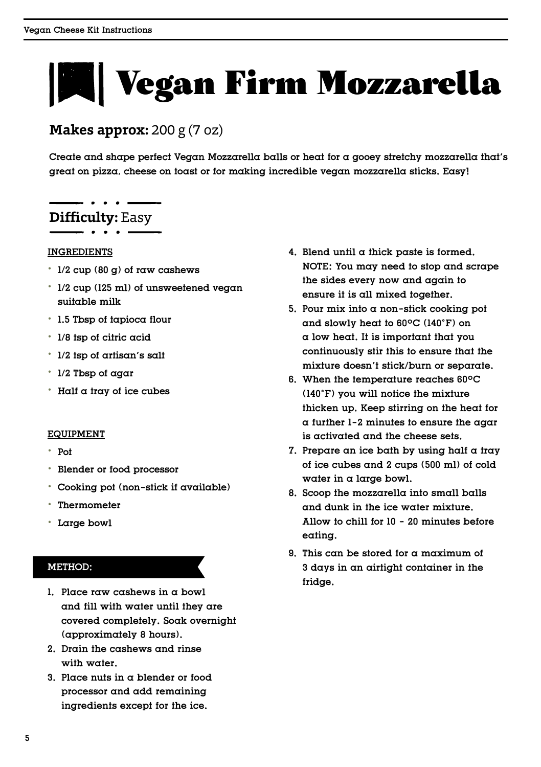# Vegan Firm Mozzarella

**Makes approx:** 200 g (7 oz)

Create and shape perfect Vegan Mozzarella balls or heat for a gooey stretchy mozzarella that's great on pizza, cheese on toast or for making incredible vegan mozzarella sticks. Easy!

**Difficulty:** Easy

INGREDIENTS

- 1/2 cup (80 g) of raw cashews
- 1/2 cup (125 ml) of unsweetened vegan suitable milk
- 1.5 Tbsp of tapioca flour
- 1/8 tsp of citric acid
- 1/2 tsp of artisan's salt
- 1/2 Tbsp of agar
- Half a tray of ice cubes

EQUIPMENT

- Pot
- Blender or food processor
- Cooking pot (non-stick if available)
- Thermometer
- Large bowl

METHOD:

1. Place raw cashews in a bowl and fill with water until they are covered completely. Soak overnight (approximately 8 hours).
2. Drain the cashews and rinse with water.
3. Place nuts in a blender or food processor and add remaining ingredients except for the ice.
4. Blend until a thick paste is formed. NOTE: You may need to stop and scrape the sides every now and again to ensure it is all mixed together.
5. Pour mix into a non-stick cooking pot and slowly heat to 60°C (140°F) on a low heat. It is important that you continuously stir this to ensure that the mixture doesn't stick/burn or separate.
6. When the temperature reaches 60°C (140°F) you will notice the mixture thicken up. Keep stirring on the heat for a further 1-2 minutes to ensure the agar is activated and the cheese sets.
7. Prepare an ice bath by using half a tray of ice cubes and 2 cups (500 ml) of cold water in a large bowl.
8. Scoop the mozzarella into small balls and dunk in the ice water mixture. Allow to chill for 10 - 20 minutes before eating.
9. This can be stored for a maximum of 3 days in an airtight container in the fridge.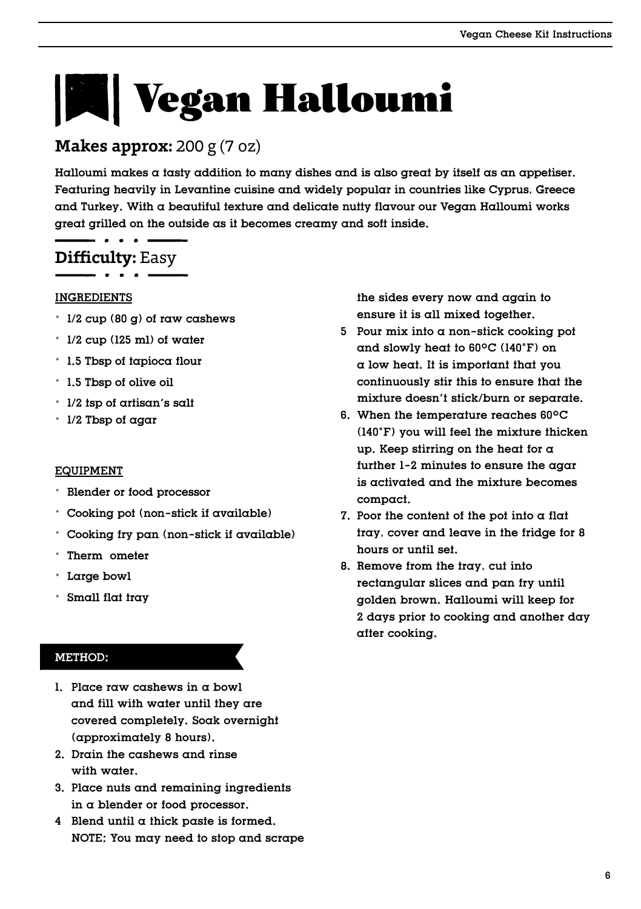# Vegan Halloumi

**Makes approx:** 200 g (7 oz)

Halloumi makes a tasty addition to many dishes and is also great by itself as an appetiser. Featuring heavily in Levantine cuisine and widely popular in countries like Cyprus, Greece and Turkey. With a beautiful texture and delicate nutty flavour our Vegan Halloumi works great grilled on the outside as it becomes creamy and soft inside.

**Difficulty:** Easy

INGREDIENTS

- 1/2 cup (80 g) of raw cashews
- 1/2 cup (125 ml) of water
- 1.5 Tbsp of tapioca flour
- 1.5 Tbsp of olive oil
- 1/2 tsp of artisan's salt
- 1/2 Tbsp of agar

EQUIPMENT

- Blender or food processor
- Cooking pot (non-stick if available)
- Cooking fry pan (non-stick if available)
- Therm ometer
- Large bowl
- Small flat tray

METHOD:

1. Place raw cashews in a bowl and fill with water until they are covered completely. Soak overnight (approximately 8 hours).
2. Drain the cashews and rinse with water.
3. Place nuts and remaining ingredients in a blender or food processor.
4. Blend until a thick paste is formed. NOTE: You may need to stop and scrape the sides every now and again to ensure it is all mixed together.
5. Pour mix into a non-stick cooking pot and slowly heat to 60°C (140˚F) on a low heat. It is important that you continuously stir this to ensure that the mixture doesn't stick/burn or separate.
6. When the temperature reaches 60°C (140˚F) you will feel the mixture thicken up. Keep stirring on the heat for a further 1-2 minutes to ensure the agar is activated and the mixture becomes compact.
7. Poor the content of the pot into a flat tray, cover and leave in the fridge for 8 hours or until set.
8. Remove from the tray, cut into rectangular slices and pan fry until golden brown. Halloumi will keep for 2 days prior to cooking and another day after cooking.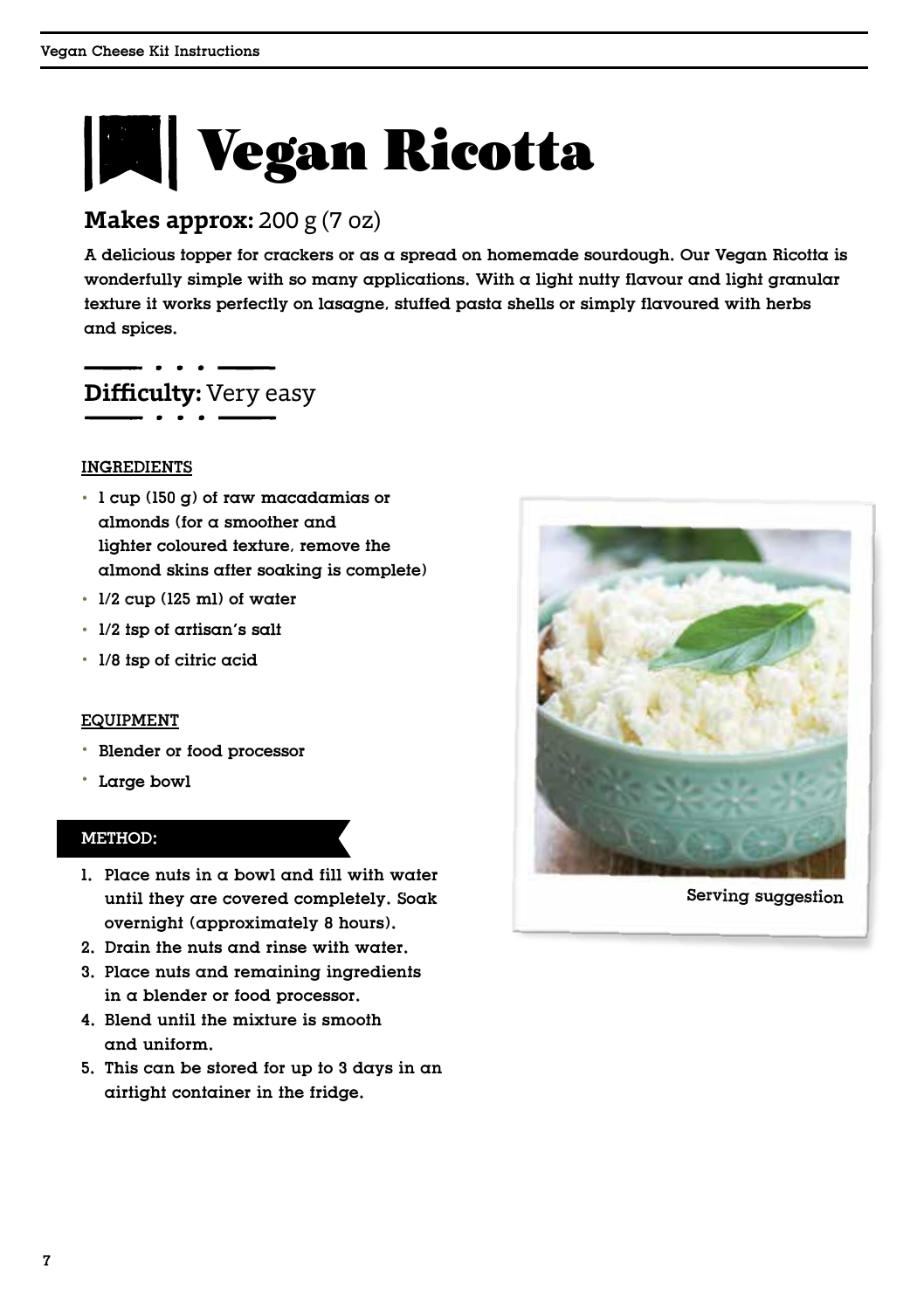# Vegan Ricotta

**Makes approx:** 200 g (7 oz)

A delicious topper for crackers or as a spread on homemade sourdough. Our Vegan Ricotta is wonderfully simple with so many applications. With a light nutty flavour and light granular texture it works perfectly on lasagne, stuffed pasta shells or simply flavoured with herbs and spices.

**Difficulty:** Very easy

INGREDIENTS

- 1 cup (150 g) of raw macadamias or almonds (for a smoother and lighter coloured texture, remove the almond skins after soaking is complete)
- 1/2 cup (125 ml) of water
- 1/2 tsp of artisan's salt
- 1/8 tsp of citric acid

EQUIPMENT

- Blender or food processor
- Large bowl

METHOD:

1. Place nuts in a bowl and fill with water until they are covered completely. Soak overnight (approximately 8 hours).
2. Drain the nuts and rinse with water.
3. Place nuts and remaining ingredients in a blender or food processor.
4. Blend until the mixture is smooth and uniform.
5. This can be stored for up to 3 days in an airtight container in the fridge.

Serving suggestion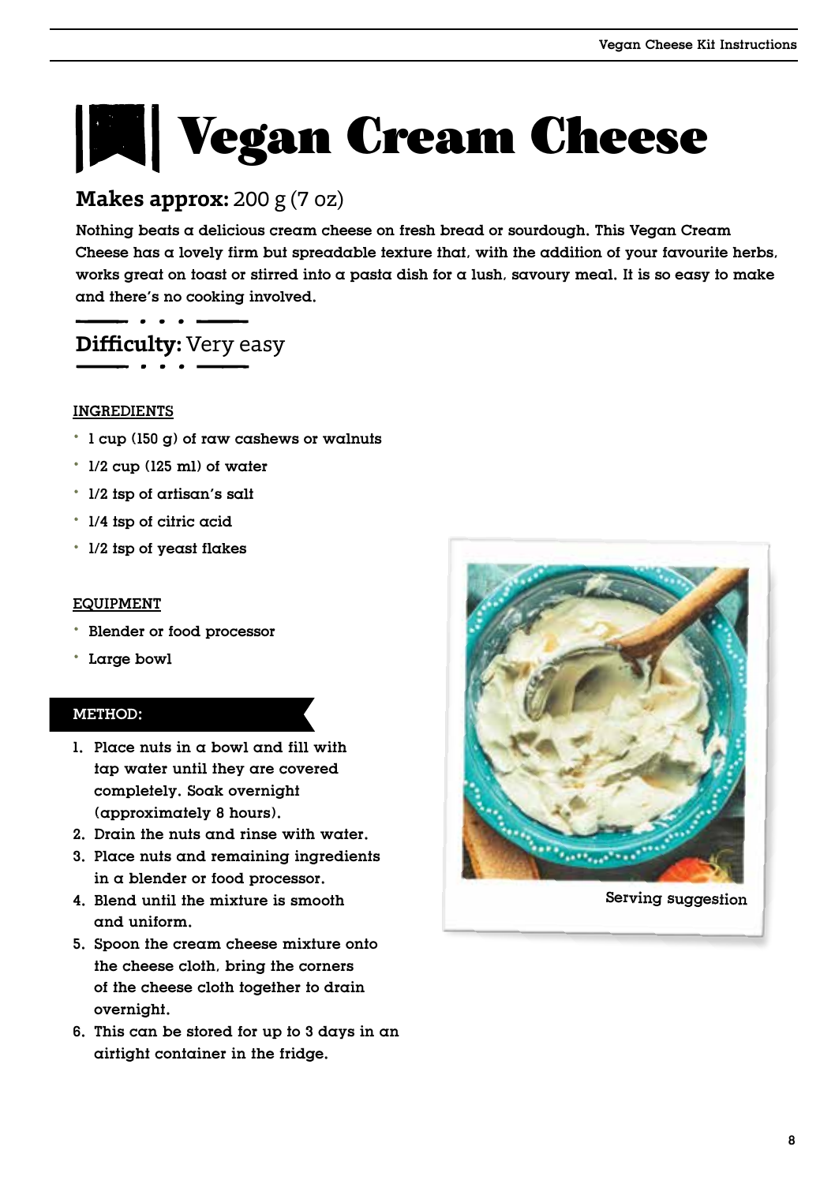# Vegan Cream Cheese

**Makes approx:** 200 g (7 oz)

Nothing beats a delicious cream cheese on fresh bread or sourdough. This Vegan Cream Cheese has a lovely firm but spreadable texture that, with the addition of your favourite herbs, works great on toast or stirred into a pasta dish for a lush, savoury meal. It is so easy to make and there's no cooking involved.

**Difficulty:** Very easy

INGREDIENTS

- 1 cup (150 g) of raw cashews or walnuts
- 1/2 cup (125 ml) of water
- 1/2 tsp of artisan's salt
- 1/4 tsp of citric acid
- 1/2 tsp of yeast flakes

EQUIPMENT

- Blender or food processor
- Large bowl

METHOD:

1. Place nuts in a bowl and fill with tap water until they are covered completely. Soak overnight (approximately 8 hours).
2. Drain the nuts and rinse with water.
3. Place nuts and remaining ingredients in a blender or food processor.
4. Blend until the mixture is smooth and uniform.
5. Spoon the cream cheese mixture onto the cheese cloth, bring the corners of the cheese cloth together to drain overnight.
6. This can be stored for up to 3 days in an airtight container in the fridge.

Serving suggestion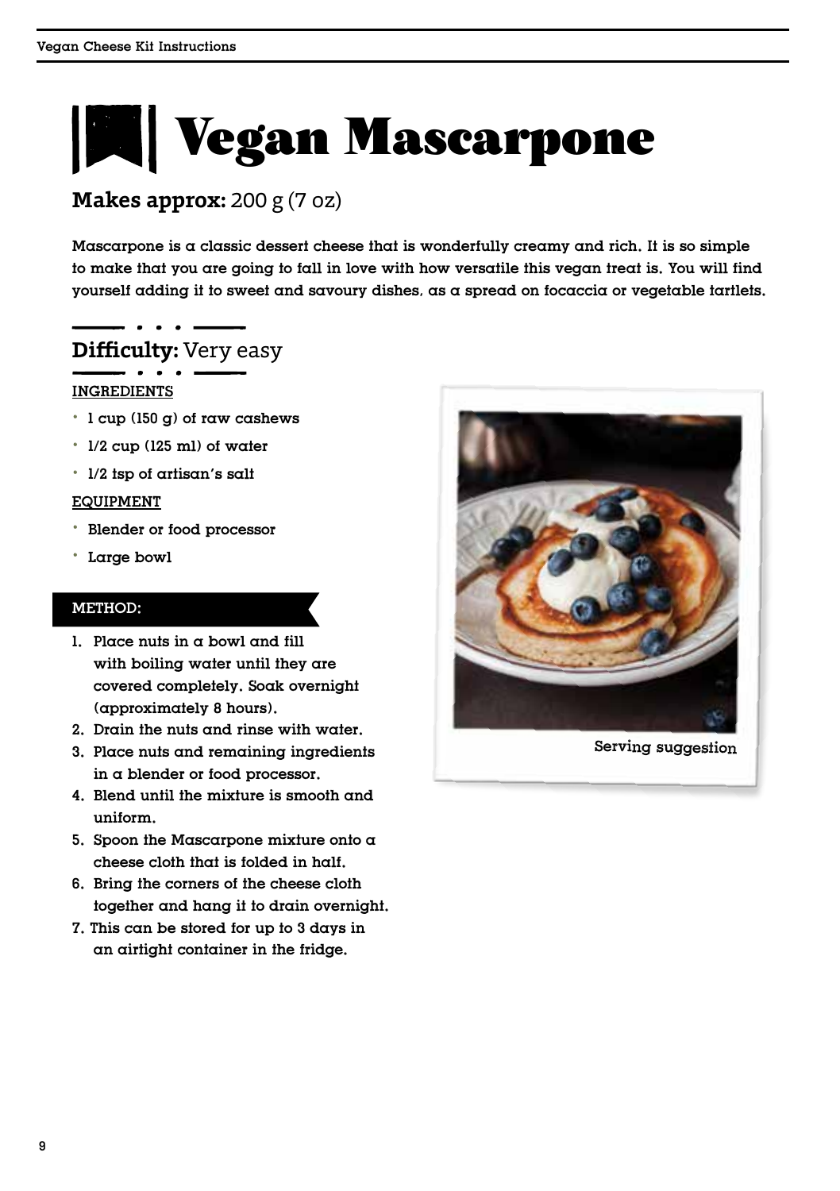# Vegan Mascarpone

**Makes approx:** 200 g (7 oz)

Mascarpone is a classic dessert cheese that is wonderfully creamy and rich. It is so simple to make that you are going to fall in love with how versatile this vegan treat is. You will find yourself adding it to sweet and savoury dishes, as a spread on focaccia or vegetable tartlets.

**Difficulty:** Very easy

INGREDIENTS

- 1 cup (150 g) of raw cashews
- 1/2 cup (125 ml) of water
- 1/2 tsp of artisan's salt

EQUIPMENT

- Blender or food processor
- Large bowl

METHOD:

1. Place nuts in a bowl and fill with boiling water until they are covered completely. Soak overnight (approximately 8 hours).
2. Drain the nuts and rinse with water.
3. Place nuts and remaining ingredients in a blender or food processor.
4. Blend until the mixture is smooth and uniform.
5. Spoon the Mascarpone mixture onto a cheese cloth that is folded in half.
6. Bring the corners of the cheese cloth together and hang it to drain overnight.
7. This can be stored for up to 3 days in an airtight container in the fridge.

Serving suggestion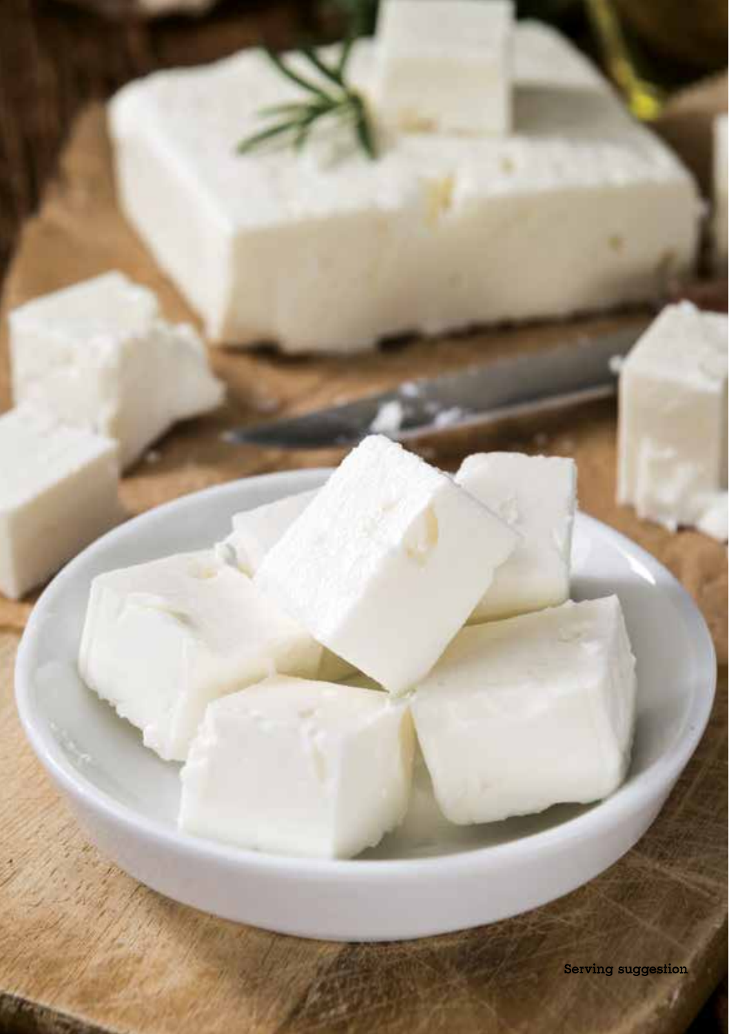Serving suggestion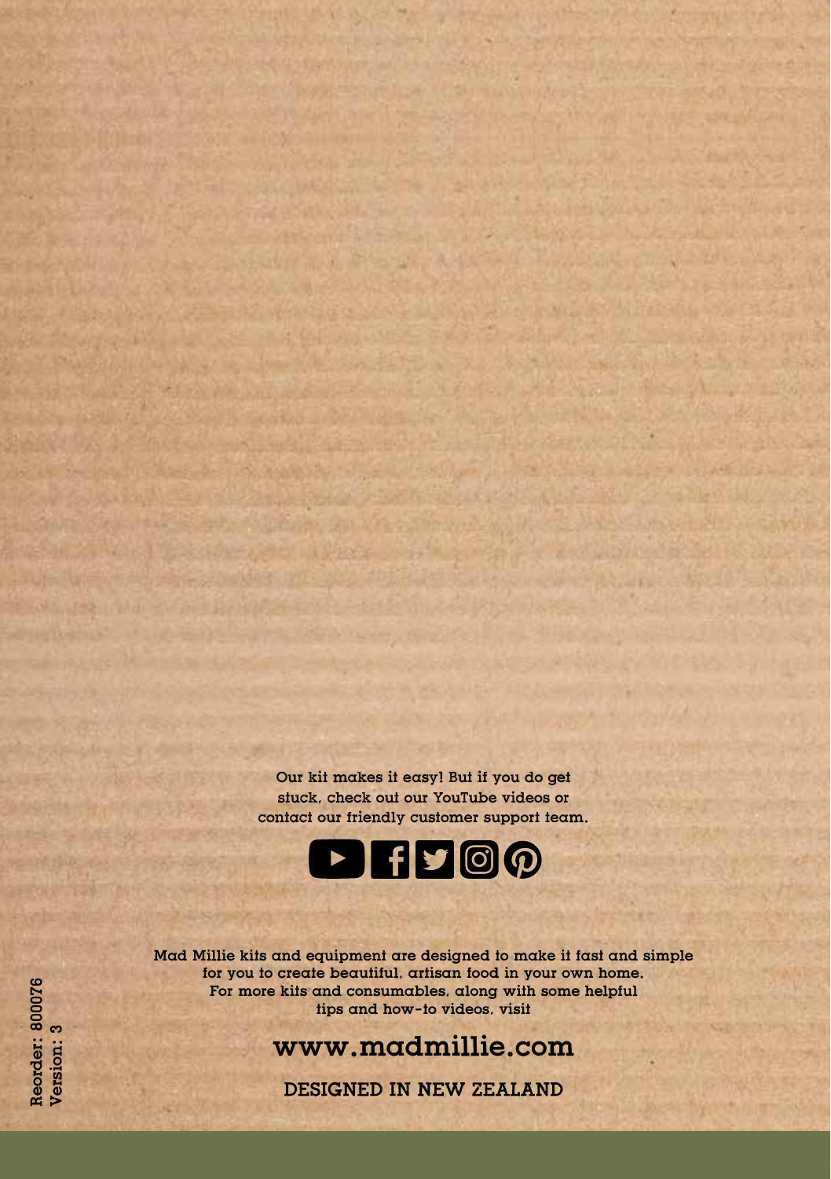Our kit makes it easy! But if you do get stuck, check out our YouTube videos or contact our friendly customer support team.

Mad Millie kits and equipment are designed to make it fast and simple for you to create beautiful, artisan food in your own home. For more kits and consumables, along with some helpful tips and how-to videos, visit

www.madmillie.com

DESIGNED IN NEW ZEALAND

Reorder: 800076
Version: 3